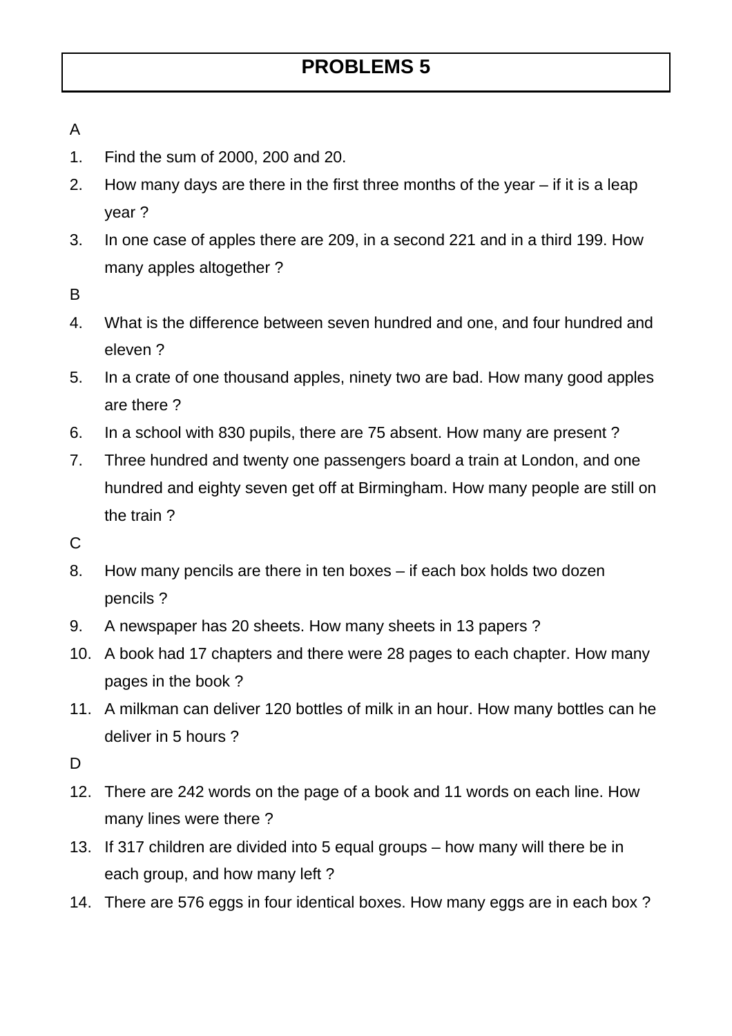# PROBLEMS 5

A

1. Find the sum of 2000, 200 and 20.
2. How many days are there in the first three months of the year – if it is a leap year ?
3. In one case of apples there are 209, in a second 221 and in a third 199. How many apples altogether ?

B

4. What is the difference between seven hundred and one, and four hundred and eleven ?
5. In a crate of one thousand apples, ninety two are bad. How many good apples are there ?
6. In a school with 830 pupils, there are 75 absent. How many are present ?
7. Three hundred and twenty one passengers board a train at London, and one hundred and eighty seven get off at Birmingham. How many people are still on the train ?

C

8. How many pencils are there in ten boxes – if each box holds two dozen pencils ?
9. A newspaper has 20 sheets. How many sheets in 13 papers ?
10. A book had 17 chapters and there were 28 pages to each chapter. How many pages in the book ?
11. A milkman can deliver 120 bottles of milk in an hour. How many bottles can he deliver in 5 hours ?

D

12. There are 242 words on the page of a book and 11 words on each line. How many lines were there ?
13. If 317 children are divided into 5 equal groups – how many will there be in each group, and how many left ?
14. There are 576 eggs in four identical boxes. How many eggs are in each box ?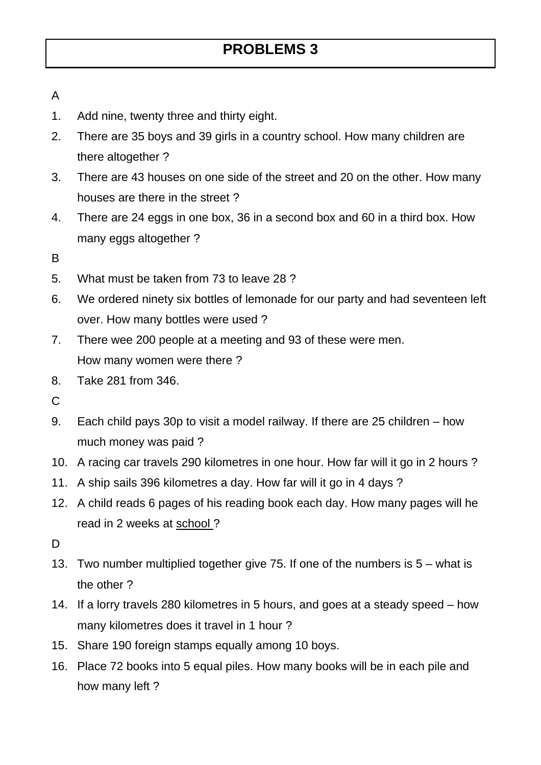# PROBLEMS 3

A

1. Add nine, twenty three and thirty eight.
2. There are 35 boys and 39 girls in a country school. How many children are there altogether ?
3. There are 43 houses on one side of the street and 20 on the other. How many houses are there in the street ?
4. There are 24 eggs in one box, 36 in a second box and 60 in a third box. How many eggs altogether ?

B

5. What must be taken from 73 to leave 28 ?
6. We ordered ninety six bottles of lemonade for our party and had seventeen left over. How many bottles were used ?
7. There wee 200 people at a meeting and 93 of these were men.
   How many women were there ?
8. Take 281 from 346.

C

9. Each child pays 30p to visit a model railway. If there are 25 children – how much money was paid ?
10. A racing car travels 290 kilometres in one hour. How far will it go in 2 hours ?
11. A ship sails 396 kilometres a day. How far will it go in 4 days ?
12. A child reads 6 pages of his reading book each day. How many pages will he read in 2 weeks at <u>school</u> ?

D

13. Two number multiplied together give 75. If one of the numbers is 5 – what is the other ?
14. If a lorry travels 280 kilometres in 5 hours, and goes at a steady speed – how many kilometres does it travel in 1 hour ?
15. Share 190 foreign stamps equally among 10 boys.
16. Place 72 books into 5 equal piles. How many books will be in each pile and how many left ?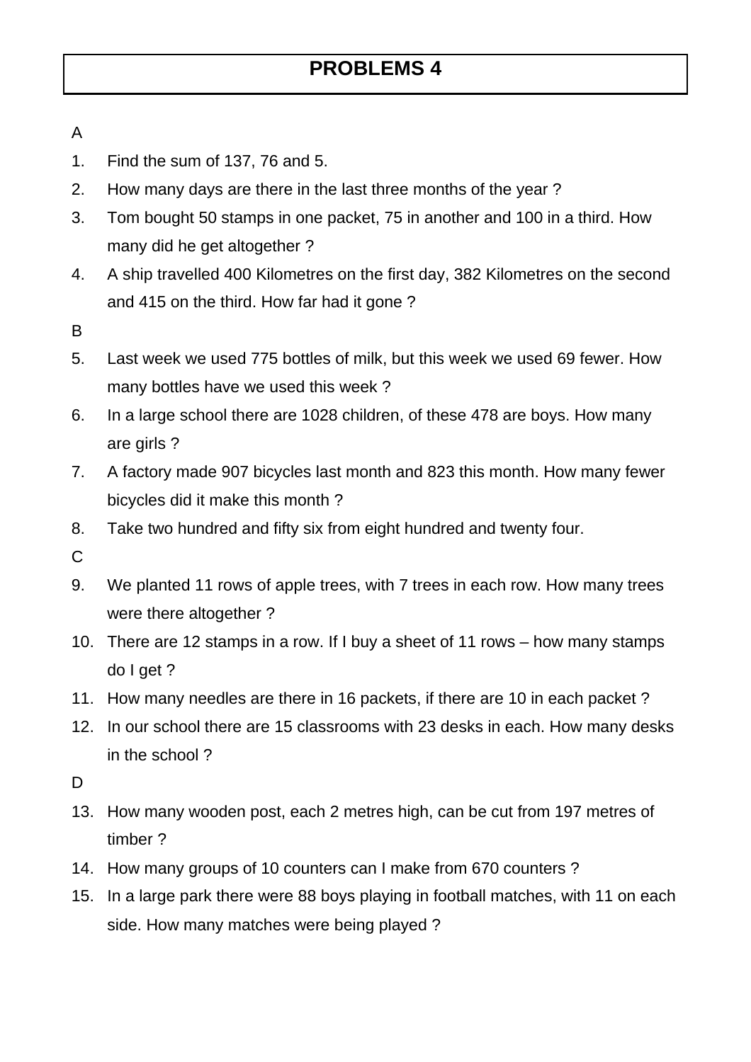# PROBLEMS 4

A

1. Find the sum of 137, 76 and 5.
2. How many days are there in the last three months of the year ?
3. Tom bought 50 stamps in one packet, 75 in another and 100 in a third. How many did he get altogether ?
4. A ship travelled 400 Kilometres on the first day, 382 Kilometres on the second and 415 on the third. How far had it gone ?

B

5. Last week we used 775 bottles of milk, but this week we used 69 fewer. How many bottles have we used this week ?
6. In a large school there are 1028 children, of these 478 are boys. How many are girls ?
7. A factory made 907 bicycles last month and 823 this month. How many fewer bicycles did it make this month ?
8. Take two hundred and fifty six from eight hundred and twenty four.

C

9. We planted 11 rows of apple trees, with 7 trees in each row. How many trees were there altogether ?
10. There are 12 stamps in a row. If I buy a sheet of 11 rows – how many stamps do I get ?
11. How many needles are there in 16 packets, if there are 10 in each packet ?
12. In our school there are 15 classrooms with 23 desks in each. How many desks in the school ?

D

13. How many wooden post, each 2 metres high, can be cut from 197 metres of timber ?
14. How many groups of 10 counters can I make from 670 counters ?
15. In a large park there were 88 boys playing in football matches, with 11 on each side. How many matches were being played ?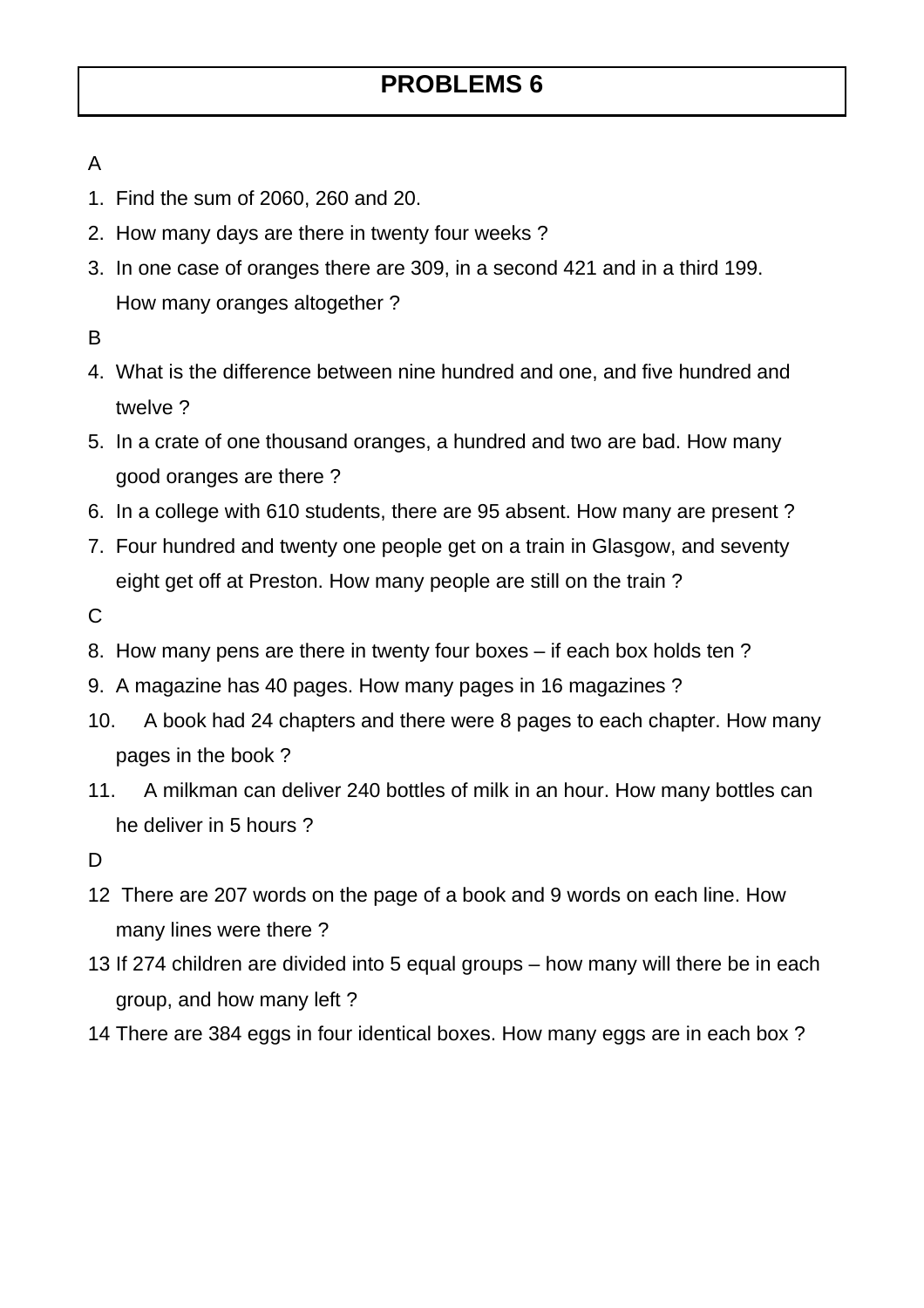# PROBLEMS 6

A

1. Find the sum of 2060, 260 and 20.
2. How many days are there in twenty four weeks ?
3. In one case of oranges there are 309, in a second 421 and in a third 199. How many oranges altogether ?

B

4. What is the difference between nine hundred and one, and five hundred and twelve ?
5. In a crate of one thousand oranges, a hundred and two are bad. How many good oranges are there ?
6. In a college with 610 students, there are 95 absent. How many are present ?
7. Four hundred and twenty one people get on a train in Glasgow, and seventy eight get off at Preston. How many people are still on the train ?

C

8. How many pens are there in twenty four boxes – if each box holds ten ?
9. A magazine has 40 pages. How many pages in 16 magazines ?
10. A book had 24 chapters and there were 8 pages to each chapter. How many pages in the book ?
11. A milkman can deliver 240 bottles of milk in an hour. How many bottles can he deliver in 5 hours ?

D

12 There are 207 words on the page of a book and 9 words on each line. How many lines were there ?

13 If 274 children are divided into 5 equal groups – how many will there be in each group, and how many left ?

14 There are 384 eggs in four identical boxes. How many eggs are in each box ?